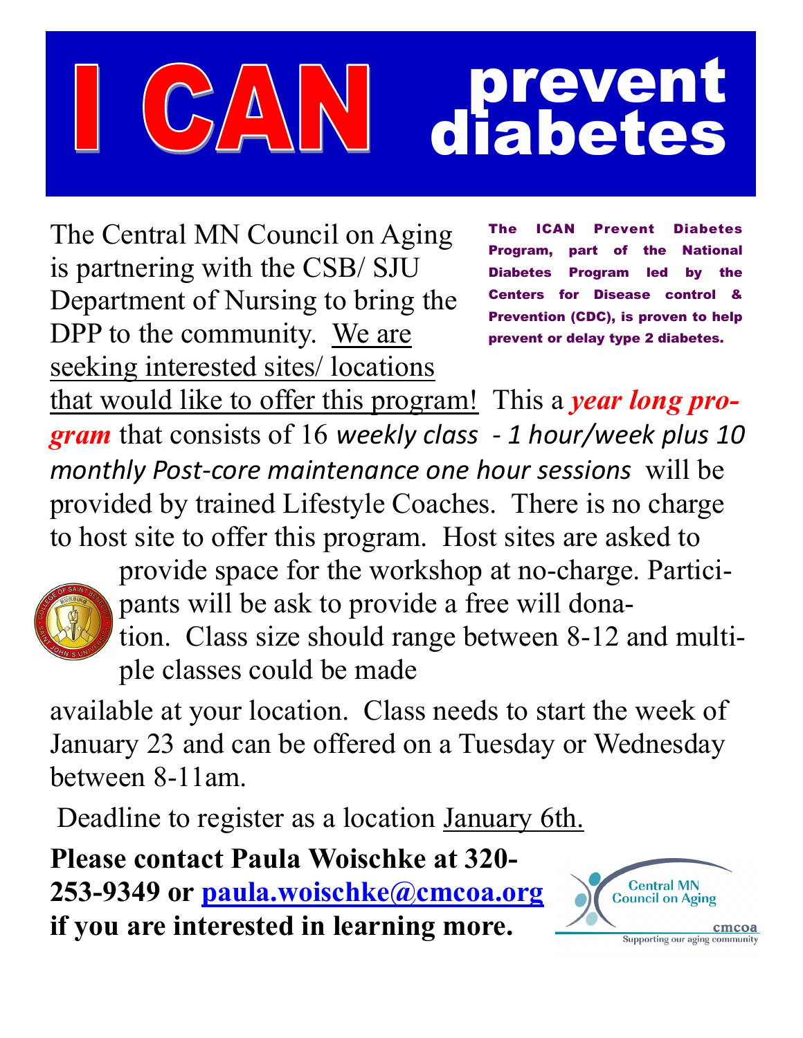# I CAN prevent diabetes

**The ICAN Prevent Diabetes Program, part of the National Diabetes Program led by the Centers for Disease control & Prevention (CDC), is proven to help prevent or delay type 2 diabetes.**

The Central MN Council on Aging is partnering with the CSB/ SJU Department of Nursing to bring the DPP to the community. We are seeking interested sites/ locations that would like to offer this program! This a ***year long program*** that consists of 16 *weekly class - 1 hour/week plus 10 monthly Post-core maintenance one hour sessions* will be provided by trained Lifestyle Coaches. There is no charge to host site to offer this program. Host sites are asked to provide space for the workshop at no-charge. Participants will be ask to provide a free will donation. Class size should range between 8-12 and multiple classes could be made available at your location. Class needs to start the week of January 23 and can be offered on a Tuesday or Wednesday between 8-11am.

Deadline to register as a location January 6th.

**Please contact Paula Woischke at 320-253-9349 or paula.woischke@cmcoa.org if you are interested in learning more.**

Central MN Council on Aging
cmcoa
Supporting our aging community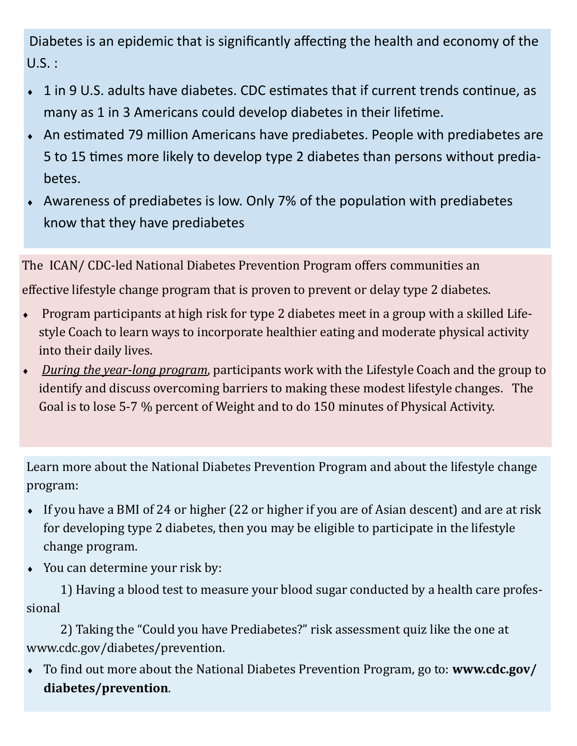Diabetes is an epidemic that is significantly affecting the health and economy of the U.S. :

- 1 in 9 U.S. adults have diabetes. CDC estimates that if current trends continue, as many as 1 in 3 Americans could develop diabetes in their lifetime.
- An estimated 79 million Americans have prediabetes. People with prediabetes are 5 to 15 times more likely to develop type 2 diabetes than persons without prediabetes.
- Awareness of prediabetes is low. Only 7% of the population with prediabetes know that they have prediabetes

The ICAN/ CDC-led National Diabetes Prevention Program offers communities an effective lifestyle change program that is proven to prevent or delay type 2 diabetes.

- Program participants at high risk for type 2 diabetes meet in a group with a skilled Lifestyle Coach to learn ways to incorporate healthier eating and moderate physical activity into their daily lives.
- *During the year-long program*, participants work with the Lifestyle Coach and the group to identify and discuss overcoming barriers to making these modest lifestyle changes. The Goal is to lose 5-7 % percent of Weight and to do 150 minutes of Physical Activity.

Learn more about the National Diabetes Prevention Program and about the lifestyle change program:

- If you have a BMI of 24 or higher (22 or higher if you are of Asian descent) and are at risk for developing type 2 diabetes, then you may be eligible to participate in the lifestyle change program.
- You can determine your risk by:

  1) Having a blood test to measure your blood sugar conducted by a health care professional

  2) Taking the "Could you have Prediabetes?" risk assessment quiz like the one at www.cdc.gov/diabetes/prevention.
- To find out more about the National Diabetes Prevention Program, go to: **www.cdc.gov/diabetes/prevention**.